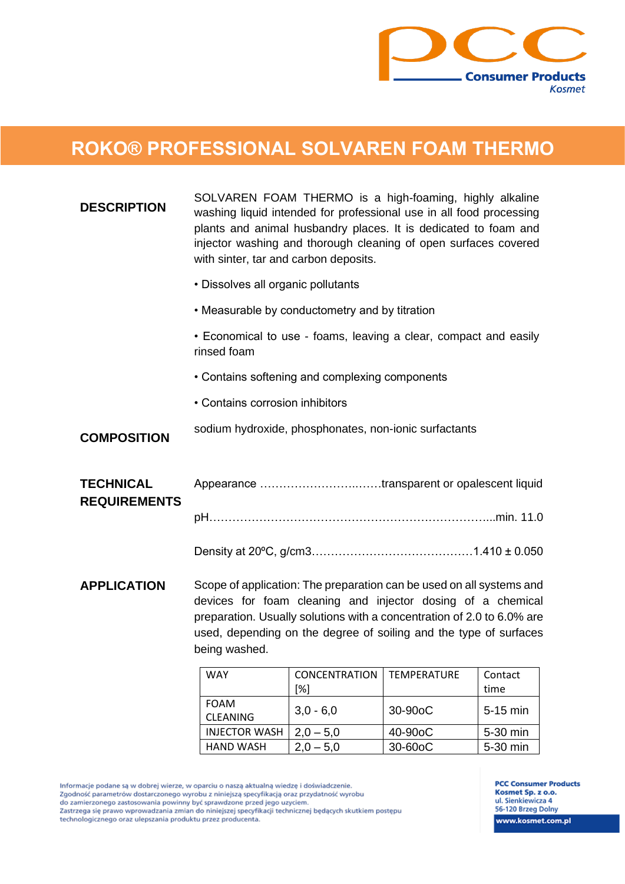# ROKO® PROFESSIONAL SOLVAREN FOAM THERMO

## DESCRIPTION

SOLVAREN FOAM THERMO is a high-foaming, highly alkaline washing liquid intended for professional use in all food processing plants and animal husbandry places. It is dedicated to foam and injector washing and thorough cleaning of open surfaces covered with sinter, tar and carbon deposits.

• Dissolves all organic pollutants

• Measurable by conductometry and by titration

• Economical to use - foams, leaving a clear, compact and easily rinsed foam

• Contains softening and complexing components

• Contains corrosion inhibitors

## COMPOSITION

sodium hydroxide, phosphonates, non-ionic surfactants

## TECHNICAL REQUIREMENTS

Appearance ……………………..……transparent or opalescent liquid

pH………………………………………………………………...min. 11.0

Density at 20ºC, g/cm3……………………………………1.410 ± 0.050

## APPLICATION

Scope of application: The preparation can be used on all systems and devices for foam cleaning and injector dosing of a chemical preparation. Usually solutions with a concentration of 2.0 to 6.0% are used, depending on the degree of soiling and the type of surfaces being washed.

| WAY | CONCENTRATION [%] | TEMPERATURE | Contact time |
|---|---|---|---|
| FOAM CLEANING | 3,0 - 6,0 | 30-90oC | 5-15 min |
| INJECTOR WASH | 2,0 – 5,0 | 40-90oC | 5-30 min |
| HAND WASH | 2,0 – 5,0 | 30-60oC | 5-30 min |

Informacje podane są w dobrej wierze, w oparciu o naszą aktualną wiedzę i doświadczenie.
Zgodność parametrów dostarczonego wyrobu z niniejszą specyfikacją oraz przydatność wyrobu do zamierzonego zastosowania powinny być sprawdzone przed jego użyciem.
Zastrzega się prawo wprowadzania zmian do niniejszej specyfikacji technicznej będących skutkiem postępu technologicznego oraz ulepszania produktu przez producenta.

**PCC Consumer Products**
**Kosmet Sp. z o.o.**
ul. Sienkiewicza 4
56-120 Brzeg Dolny
**www.kosmet.com.pl**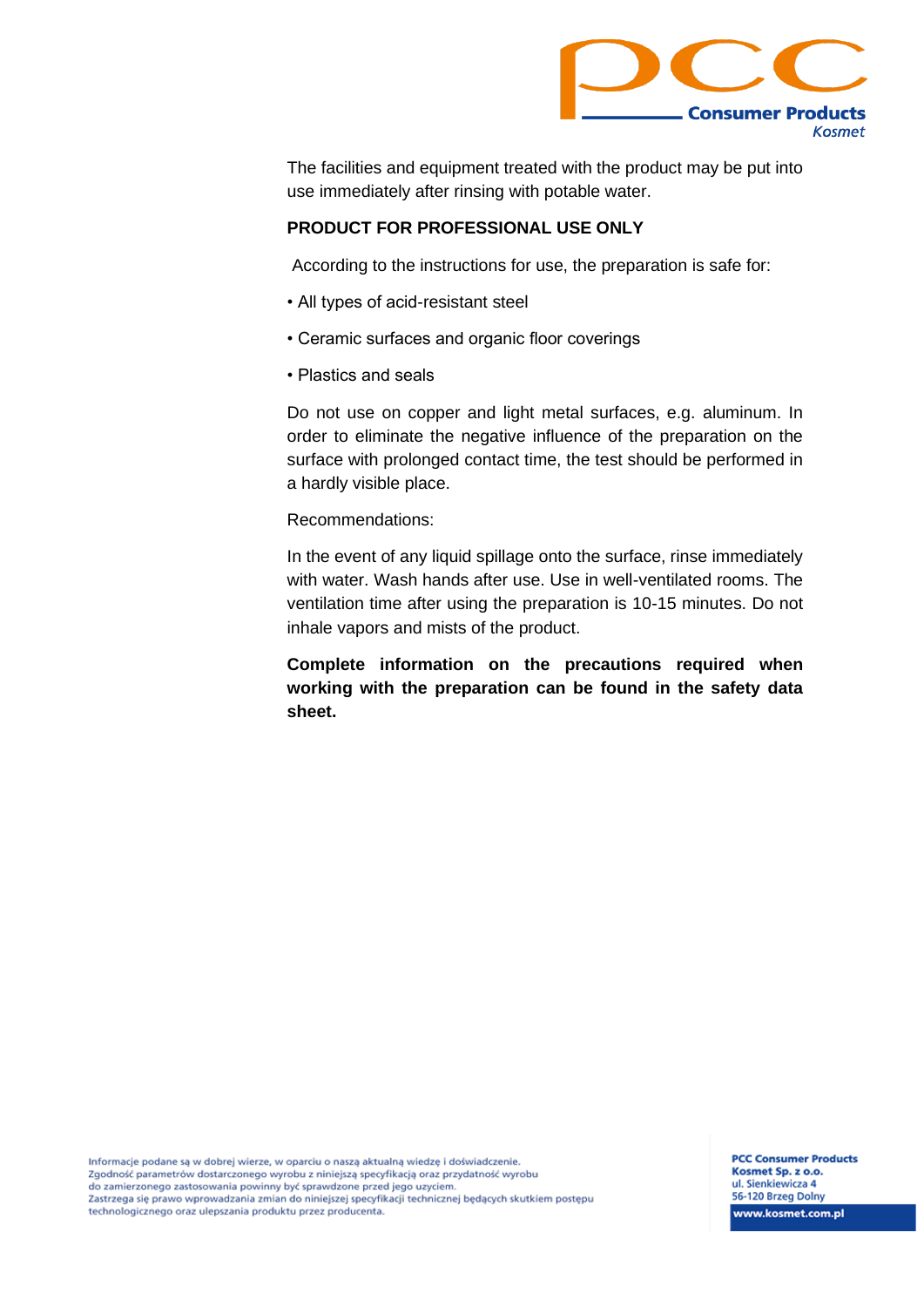The facilities and equipment treated with the product may be put into use immediately after rinsing with potable water.

**PRODUCT FOR PROFESSIONAL USE ONLY**

According to the instructions for use, the preparation is safe for:

- All types of acid-resistant steel
- Ceramic surfaces and organic floor coverings
- Plastics and seals

Do not use on copper and light metal surfaces, e.g. aluminum. In order to eliminate the negative influence of the preparation on the surface with prolonged contact time, the test should be performed in a hardly visible place.

Recommendations:

In the event of any liquid spillage onto the surface, rinse immediately with water. Wash hands after use. Use in well-ventilated rooms. The ventilation time after using the preparation is 10-15 minutes. Do not inhale vapors and mists of the product.

**Complete information on the precautions required when working with the preparation can be found in the safety data sheet.**

Informacje podane są w dobrej wierze, w oparciu o naszą aktualną wiedzę i doświadczenie.
Zgodność parametrów dostarczonego wyrobu z niniejszą specyfikacją oraz przydatność wyrobu do zamierzonego zastosowania powinny być sprawdzone przed jego użyciem.
Zastrzega się prawo wprowadzania zmian do niniejszej specyfikacji technicznej będących skutkiem postępu technologicznego oraz ulepszania produktu przez producenta.

**PCC Consumer Products**
**Kosmet Sp. z o.o.**
ul. Sienkiewicza 4
56-120 Brzeg Dolny
**www.kosmet.com.pl**